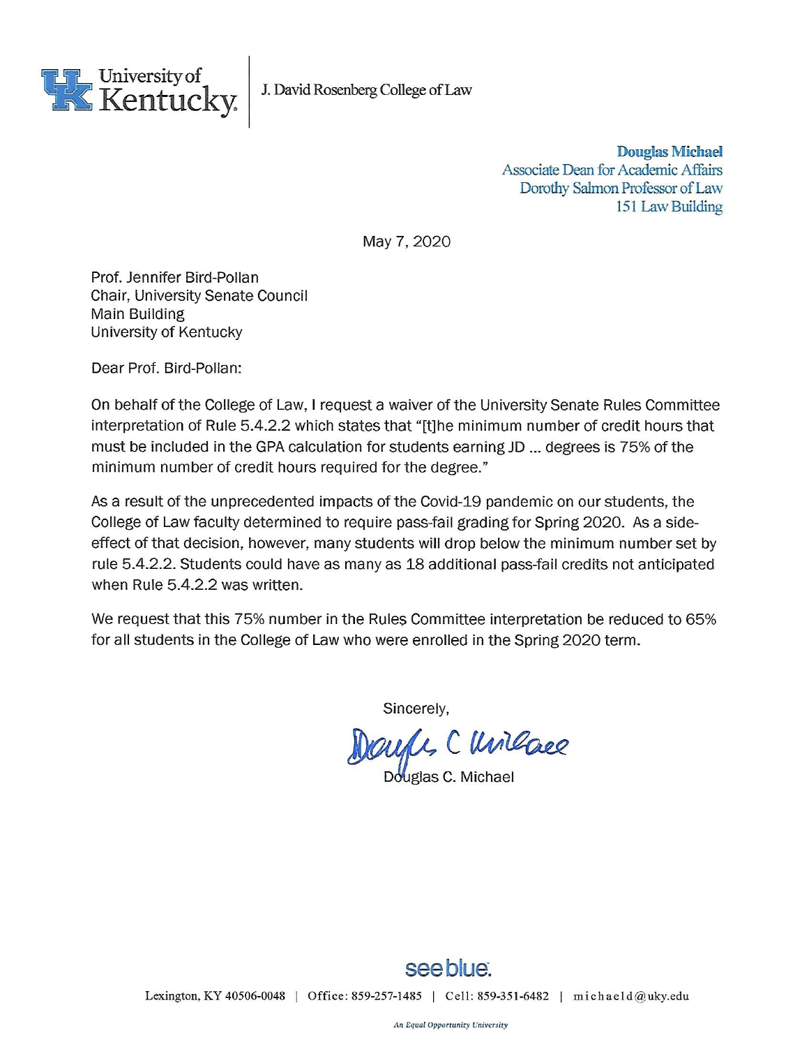University of Kentucky | J. David Rosenberg College of Law

**Douglas Michael**
Associate Dean for Academic Affairs
Dorothy Salmon Professor of Law
151 Law Building

May 7, 2020

Prof. Jennifer Bird-Pollan
Chair, University Senate Council
Main Building
University of Kentucky

Dear Prof. Bird-Pollan:

On behalf of the College of Law, I request a waiver of the University Senate Rules Committee interpretation of Rule 5.4.2.2 which states that "[t]he minimum number of credit hours that must be included in the GPA calculation for students earning JD ... degrees is 75% of the minimum number of credit hours required for the degree."

As a result of the unprecedented impacts of the Covid-19 pandemic on our students, the College of Law faculty determined to require pass-fail grading for Spring 2020. As a side-effect of that decision, however, many students will drop below the minimum number set by rule 5.4.2.2. Students could have as many as 18 additional pass-fail credits not anticipated when Rule 5.4.2.2 was written.

We request that this 75% number in the Rules Committee interpretation be reduced to 65% for all students in the College of Law who were enrolled in the Spring 2020 term.

Sincerely,

Douglas C. Michael

see blue.

Lexington, KY 40506-0048 | Office: 859-257-1485 | Cell: 859-351-6482 | michaeld@uky.edu

*An Equal Opportunity University*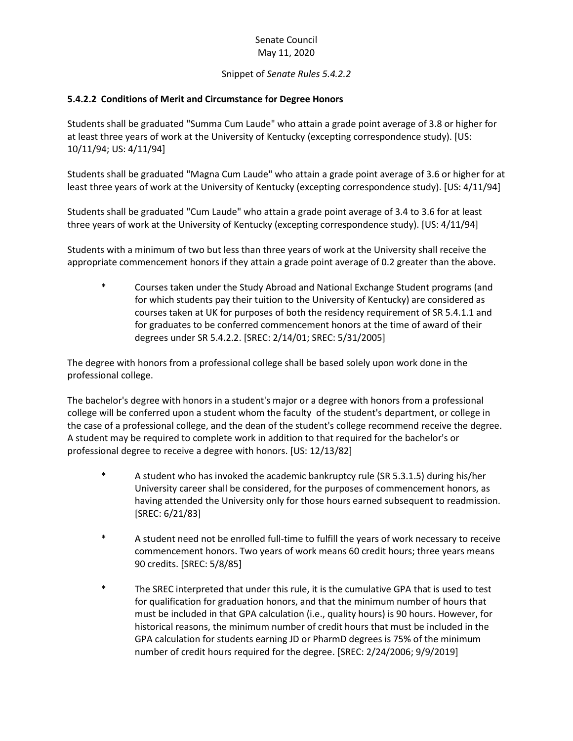Senate Council
May 11, 2020

Snippet of *Senate Rules 5.4.2.2*

**5.4.2.2 Conditions of Merit and Circumstance for Degree Honors**

Students shall be graduated "Summa Cum Laude" who attain a grade point average of 3.8 or higher for at least three years of work at the University of Kentucky (excepting correspondence study). [US: 10/11/94; US: 4/11/94]

Students shall be graduated "Magna Cum Laude" who attain a grade point average of 3.6 or higher for at least three years of work at the University of Kentucky (excepting correspondence study). [US: 4/11/94]

Students shall be graduated "Cum Laude" who attain a grade point average of 3.4 to 3.6 for at least three years of work at the University of Kentucky (excepting correspondence study). [US: 4/11/94]

Students with a minimum of two but less than three years of work at the University shall receive the appropriate commencement honors if they attain a grade point average of 0.2 greater than the above.

> * Courses taken under the Study Abroad and National Exchange Student programs (and for which students pay their tuition to the University of Kentucky) are considered as courses taken at UK for purposes of both the residency requirement of SR 5.4.1.1 and for graduates to be conferred commencement honors at the time of award of their degrees under SR 5.4.2.2. [SREC: 2/14/01; SREC: 5/31/2005]

The degree with honors from a professional college shall be based solely upon work done in the professional college.

The bachelor's degree with honors in a student's major or a degree with honors from a professional college will be conferred upon a student whom the faculty of the student's department, or college in the case of a professional college, and the dean of the student's college recommend receive the degree. A student may be required to complete work in addition to that required for the bachelor's or professional degree to receive a degree with honors. [US: 12/13/82]

> * A student who has invoked the academic bankruptcy rule (SR 5.3.1.5) during his/her University career shall be considered, for the purposes of commencement honors, as having attended the University only for those hours earned subsequent to readmission. [SREC: 6/21/83]
>
> * A student need not be enrolled full-time to fulfill the years of work necessary to receive commencement honors. Two years of work means 60 credit hours; three years means 90 credits. [SREC: 5/8/85]
>
> * The SREC interpreted that under this rule, it is the cumulative GPA that is used to test for qualification for graduation honors, and that the minimum number of hours that must be included in that GPA calculation (i.e., quality hours) is 90 hours. However, for historical reasons, the minimum number of credit hours that must be included in the GPA calculation for students earning JD or PharmD degrees is 75% of the minimum number of credit hours required for the degree. [SREC: 2/24/2006; 9/9/2019]